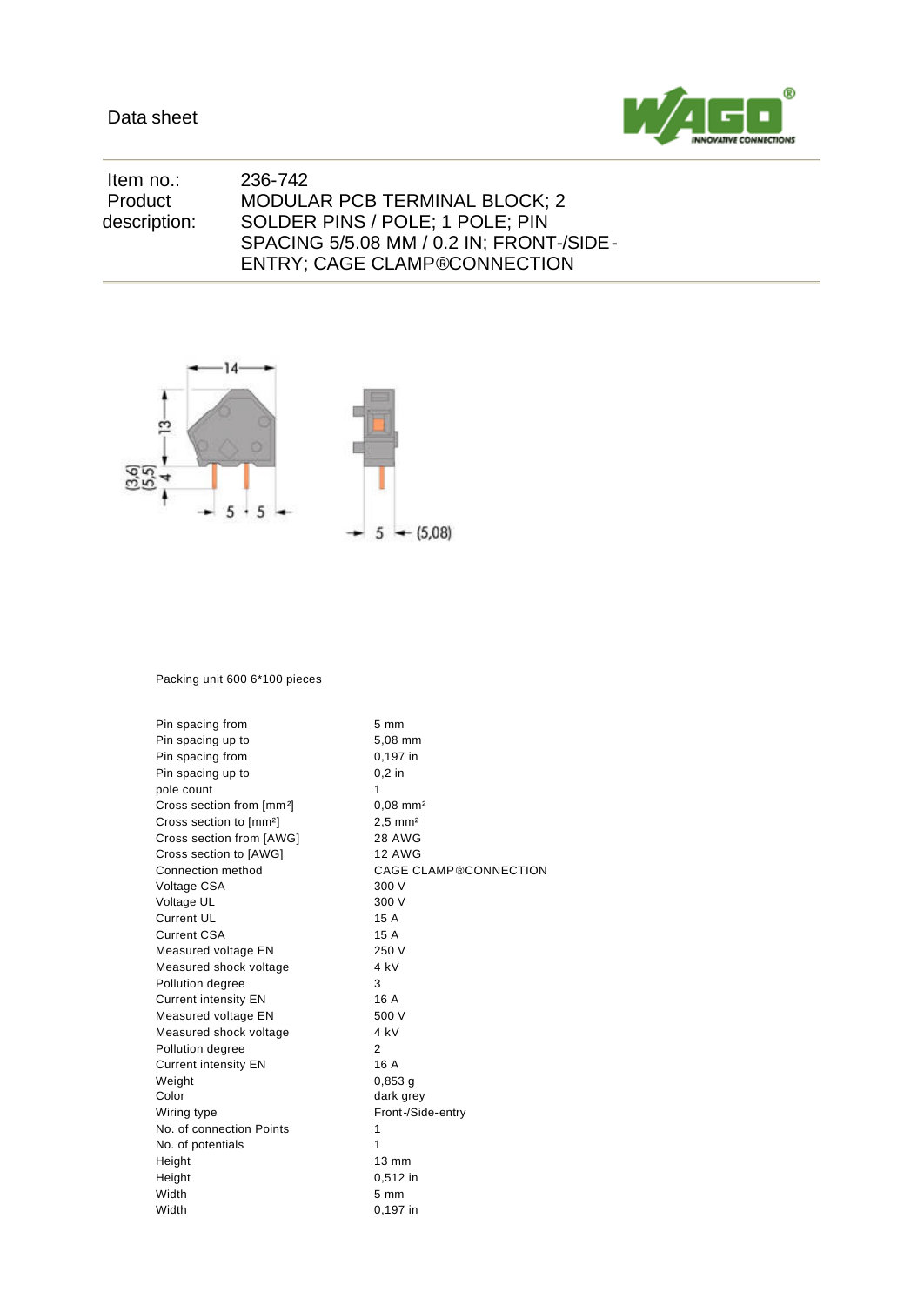Data sheet

| | |
|---|---|
| Item no.: | 236-742 |
| Product description: | MODULAR PCB TERMINAL BLOCK; 2 SOLDER PINS / POLE; 1 POLE; PIN SPACING 5/5.08 MM / 0.2 IN; FRONT-/SIDE-ENTRY; CAGE CLAMP®CONNECTION |

Packing unit 600 6*100 pieces

| | |
|---|---|
| Pin spacing from | 5 mm |
| Pin spacing up to | 5,08 mm |
| Pin spacing from | 0,197 in |
| Pin spacing up to | 0,2 in |
| pole count | 1 |
| Cross section from [mm²] | 0,08 mm² |
| Cross section to [mm²] | 2,5 mm² |
| Cross section from [AWG] | 28 AWG |
| Cross section to [AWG] | 12 AWG |
| Connection method | CAGE CLAMP®CONNECTION |
| Voltage CSA | 300 V |
| Voltage UL | 300 V |
| Current UL | 15 A |
| Current CSA | 15 A |
| Measured voltage EN | 250 V |
| Measured shock voltage | 4 kV |
| Pollution degree | 3 |
| Current intensity EN | 16 A |
| Measured voltage EN | 500 V |
| Measured shock voltage | 4 kV |
| Pollution degree | 2 |
| Current intensity EN | 16 A |
| Weight | 0,853 g |
| Color | dark grey |
| Wiring type | Front-/Side-entry |
| No. of connection Points | 1 |
| No. of potentials | 1 |
| Height | 13 mm |
| Height | 0,512 in |
| Width | 5 mm |
| Width | 0,197 in |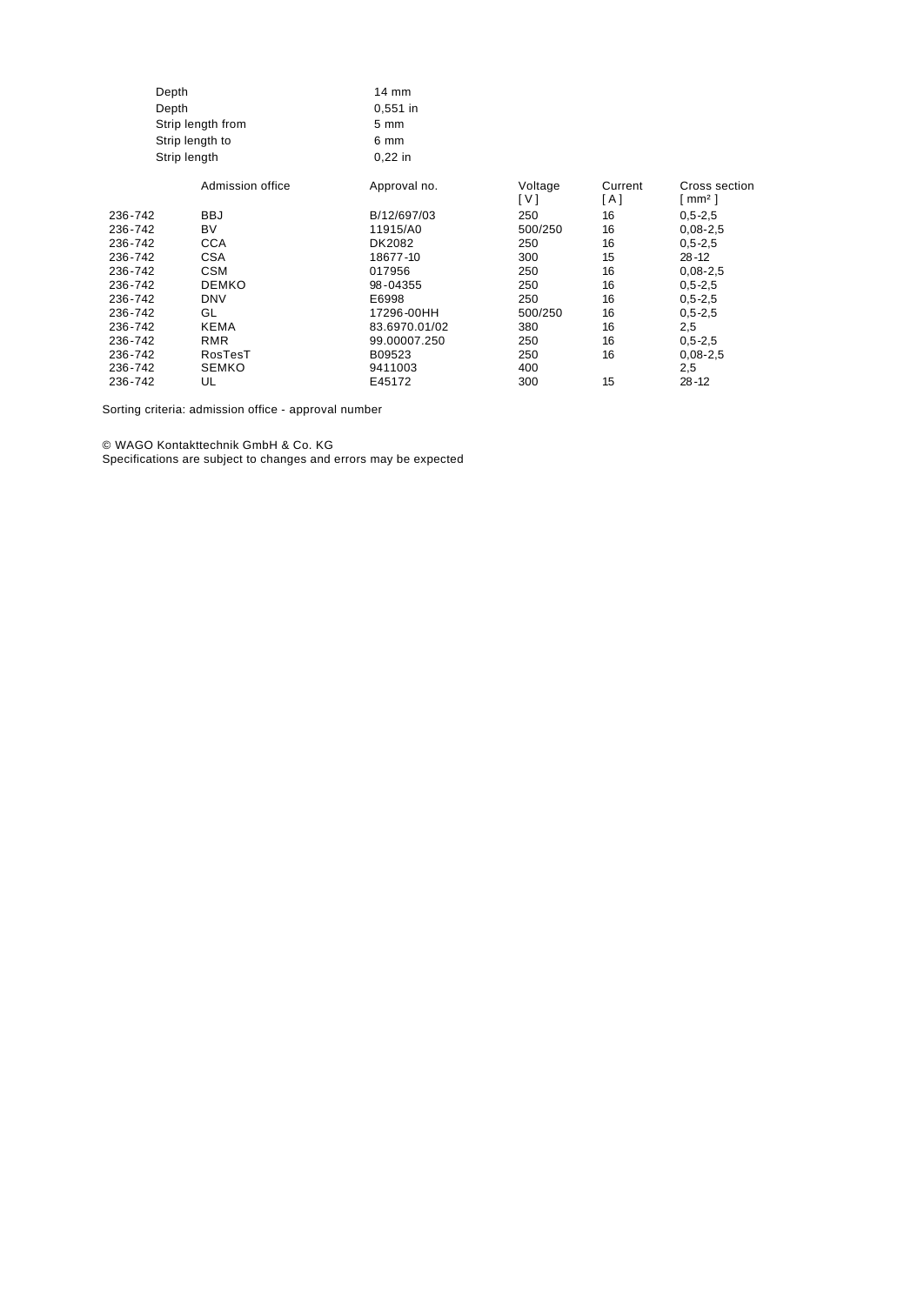| | |
|---|---|
| Depth | 14 mm |
| Depth | 0,551 in |
| Strip length from | 5 mm |
| Strip length to | 6 mm |
| Strip length | 0,22 in |

| | Admission office | Approval no. | Voltage [ V ] | Current [ A ] | Cross section [ mm² ] |
|---|---|---|---|---|---|
| 236-742 | BBJ | B/12/697/03 | 250 | 16 | 0,5-2,5 |
| 236-742 | BV | 11915/A0 | 500/250 | 16 | 0,08-2,5 |
| 236-742 | CCA | DK2082 | 250 | 16 | 0,5-2,5 |
| 236-742 | CSA | 18677-10 | 300 | 15 | 28-12 |
| 236-742 | CSM | 017956 | 250 | 16 | 0,08-2,5 |
| 236-742 | DEMKO | 98-04355 | 250 | 16 | 0,5-2,5 |
| 236-742 | DNV | E6998 | 250 | 16 | 0,5-2,5 |
| 236-742 | GL | 17296-00HH | 500/250 | 16 | 0,5-2,5 |
| 236-742 | KEMA | 83.6970.01/02 | 380 | 16 | 2,5 |
| 236-742 | RMR | 99.00007.250 | 250 | 16 | 0,5-2,5 |
| 236-742 | RosTesT | B09523 | 250 | 16 | 0,08-2,5 |
| 236-742 | SEMKO | 9411003 | 400 | | 2,5 |
| 236-742 | UL | E45172 | 300 | 15 | 28-12 |

Sorting criteria: admission office - approval number

© WAGO Kontakttechnik GmbH & Co. KG
Specifications are subject to changes and errors may be expected